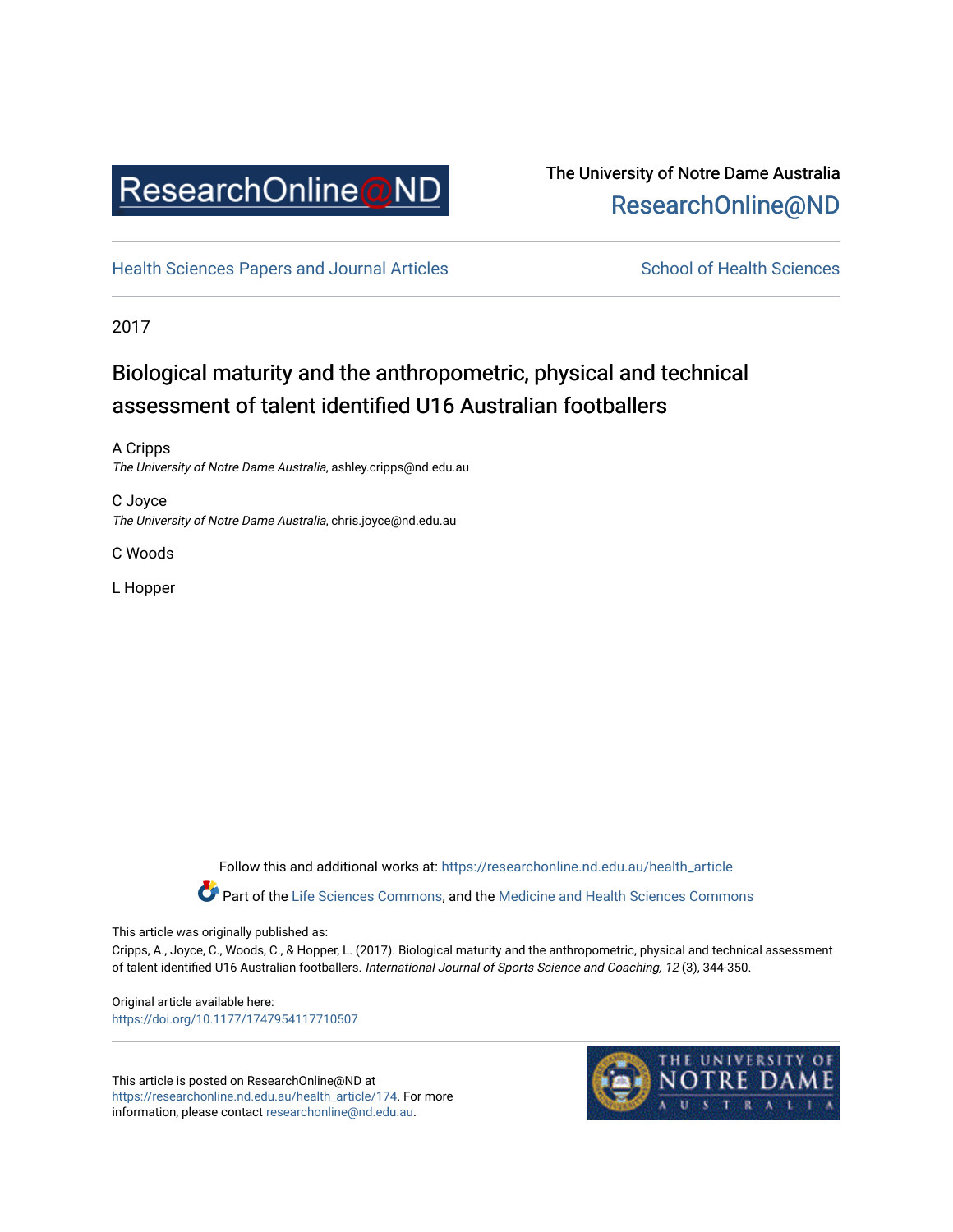The University of Notre Dame Australia
ResearchOnline@ND

Health Sciences Papers and Journal Articles

School of Health Sciences

2017

# Biological maturity and the anthropometric, physical and technical assessment of talent identified U16 Australian footballers

A Cripps
*The University of Notre Dame Australia*, ashley.cripps@nd.edu.au

C Joyce
*The University of Notre Dame Australia*, chris.joyce@nd.edu.au

C Woods

L Hopper

Follow this and additional works at: https://researchonline.nd.edu.au/health_article

Part of the Life Sciences Commons, and the Medicine and Health Sciences Commons

This article was originally published as:

Cripps, A., Joyce, C., Woods, C., & Hopper, L. (2017). Biological maturity and the anthropometric, physical and technical assessment of talent identified U16 Australian footballers. *International Journal of Sports Science and Coaching, 12* (3), 344-350.

Original article available here:
https://doi.org/10.1177/1747954117710507

This article is posted on ResearchOnline@ND at https://researchonline.nd.edu.au/health_article/174. For more information, please contact researchonline@nd.edu.au.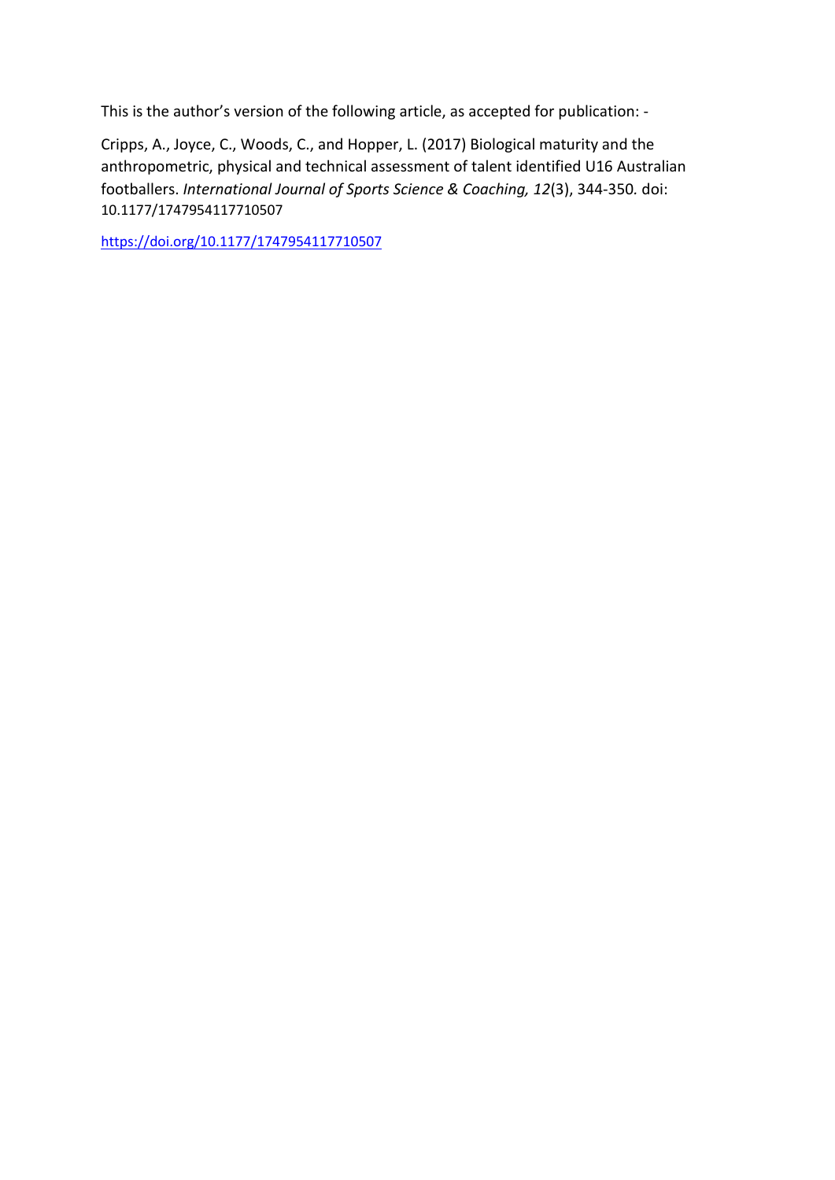This is the author's version of the following article, as accepted for publication: -

Cripps, A., Joyce, C., Woods, C., and Hopper, L. (2017) Biological maturity and the anthropometric, physical and technical assessment of talent identified U16 Australian footballers. *International Journal of Sports Science & Coaching, 12*(3), 344-350*.* doi: 10.1177/1747954117710507

https://doi.org/10.1177/1747954117710507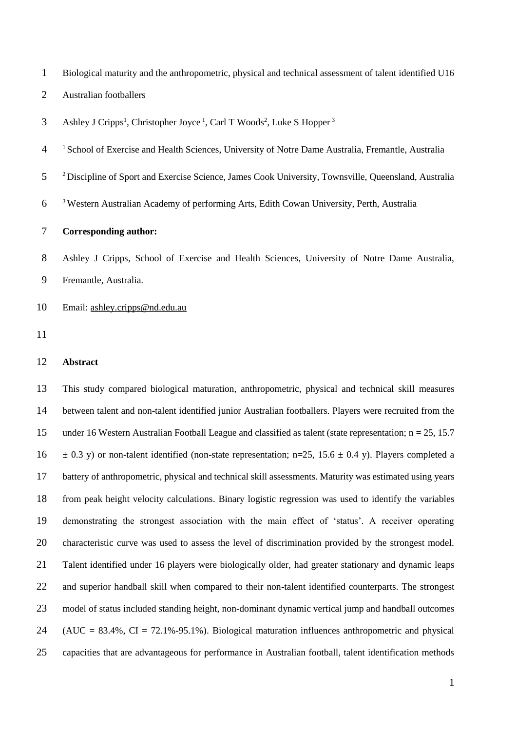Biological maturity and the anthropometric, physical and technical assessment of talent identified U16 Australian footballers

Ashley J Cripps[1], Christopher Joyce [1], Carl T Woods[2], Luke S Hopper [3]

[1] School of Exercise and Health Sciences, University of Notre Dame Australia, Fremantle, Australia

[2] Discipline of Sport and Exercise Science, James Cook University, Townsville, Queensland, Australia

[3] Western Australian Academy of performing Arts, Edith Cowan University, Perth, Australia

**Corresponding author:**

Ashley J Cripps, School of Exercise and Health Sciences, University of Notre Dame Australia, Fremantle, Australia.

Email: ashley.cripps@nd.edu.au

## Abstract

This study compared biological maturation, anthropometric, physical and technical skill measures between talent and non-talent identified junior Australian footballers. Players were recruited from the under 16 Western Australian Football League and classified as talent (state representation; n = 25, 15.7 ± 0.3 y) or non-talent identified (non-state representation; n=25, 15.6 ± 0.4 y). Players completed a battery of anthropometric, physical and technical skill assessments. Maturity was estimated using years from peak height velocity calculations. Binary logistic regression was used to identify the variables demonstrating the strongest association with the main effect of 'status'. A receiver operating characteristic curve was used to assess the level of discrimination provided by the strongest model. Talent identified under 16 players were biologically older, had greater stationary and dynamic leaps and superior handball skill when compared to their non-talent identified counterparts. The strongest model of status included standing height, non-dominant dynamic vertical jump and handball outcomes (AUC = 83.4%, CI = 72.1%-95.1%). Biological maturation influences anthropometric and physical capacities that are advantageous for performance in Australian football, talent identification methods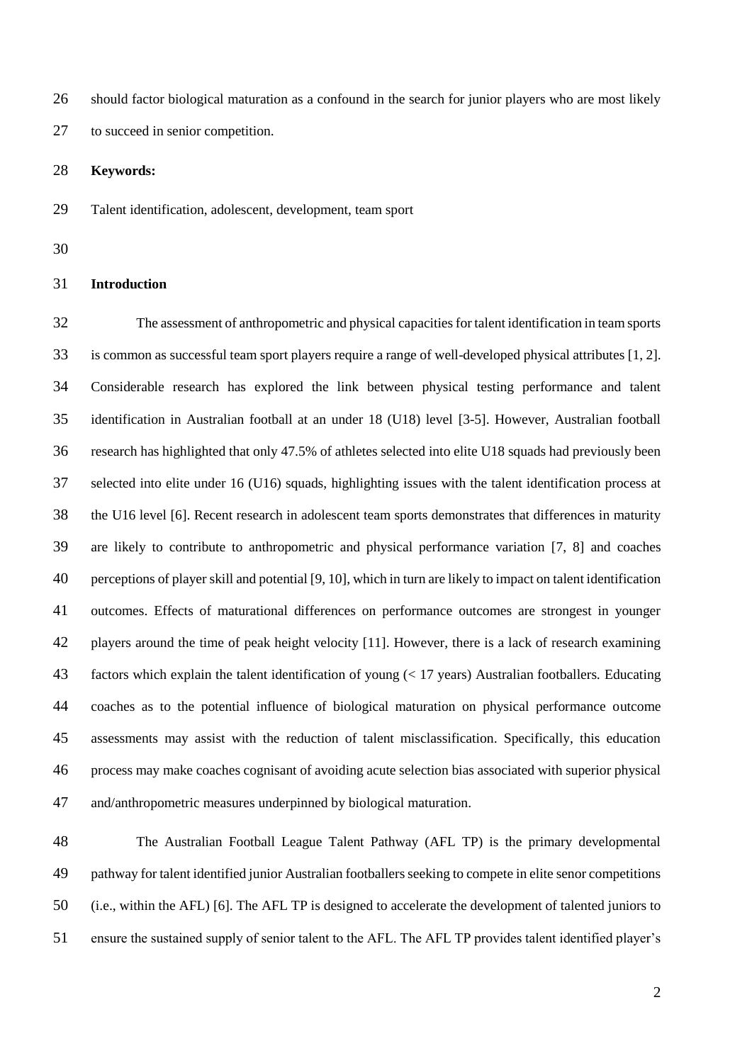should factor biological maturation as a confound in the search for junior players who are most likely to succeed in senior competition.

**Keywords:**

Talent identification, adolescent, development, team sport

## Introduction

The assessment of anthropometric and physical capacities for talent identification in team sports is common as successful team sport players require a range of well-developed physical attributes [1, 2]. Considerable research has explored the link between physical testing performance and talent identification in Australian football at an under 18 (U18) level [3-5]. However, Australian football research has highlighted that only 47.5% of athletes selected into elite U18 squads had previously been selected into elite under 16 (U16) squads, highlighting issues with the talent identification process at the U16 level [6]. Recent research in adolescent team sports demonstrates that differences in maturity are likely to contribute to anthropometric and physical performance variation [7, 8] and coaches perceptions of player skill and potential [9, 10], which in turn are likely to impact on talent identification outcomes. Effects of maturational differences on performance outcomes are strongest in younger players around the time of peak height velocity [11]. However, there is a lack of research examining factors which explain the talent identification of young (< 17 years) Australian footballers. Educating coaches as to the potential influence of biological maturation on physical performance outcome assessments may assist with the reduction of talent misclassification. Specifically, this education process may make coaches cognisant of avoiding acute selection bias associated with superior physical and/anthropometric measures underpinned by biological maturation.

The Australian Football League Talent Pathway (AFL TP) is the primary developmental pathway for talent identified junior Australian footballers seeking to compete in elite senor competitions (i.e., within the AFL) [6]. The AFL TP is designed to accelerate the development of talented juniors to ensure the sustained supply of senior talent to the AFL. The AFL TP provides talent identified player's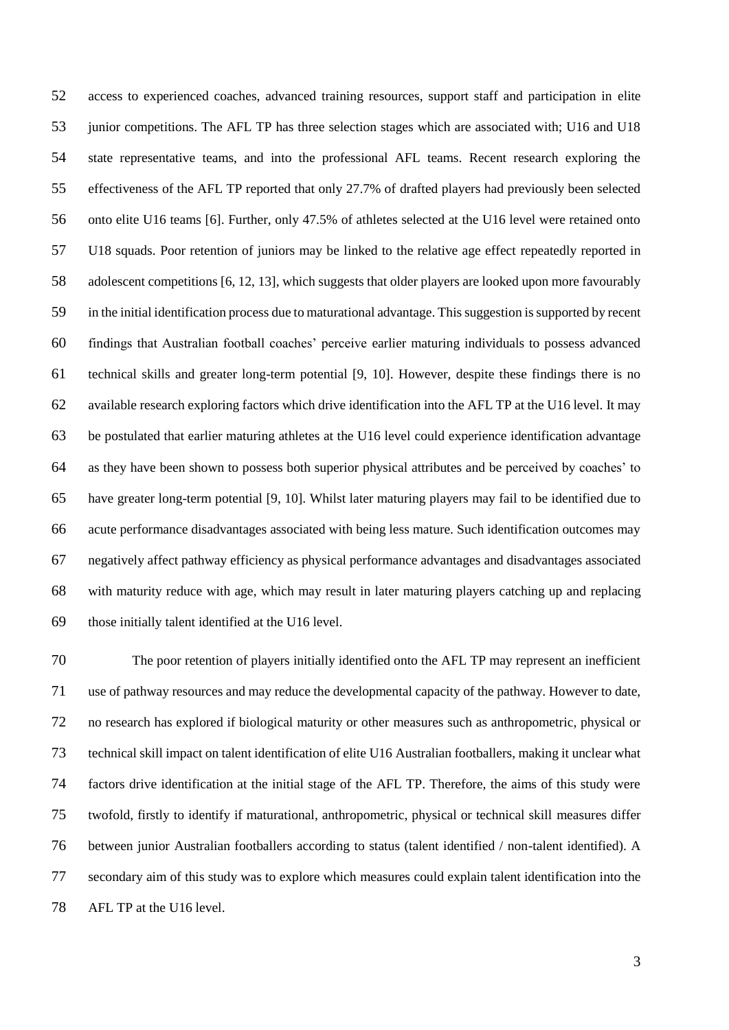access to experienced coaches, advanced training resources, support staff and participation in elite junior competitions. The AFL TP has three selection stages which are associated with; U16 and U18 state representative teams, and into the professional AFL teams. Recent research exploring the effectiveness of the AFL TP reported that only 27.7% of drafted players had previously been selected onto elite U16 teams [6]. Further, only 47.5% of athletes selected at the U16 level were retained onto U18 squads. Poor retention of juniors may be linked to the relative age effect repeatedly reported in adolescent competitions [6, 12, 13], which suggests that older players are looked upon more favourably in the initial identification process due to maturational advantage. This suggestion is supported by recent findings that Australian football coaches' perceive earlier maturing individuals to possess advanced technical skills and greater long-term potential [9, 10]. However, despite these findings there is no available research exploring factors which drive identification into the AFL TP at the U16 level. It may be postulated that earlier maturing athletes at the U16 level could experience identification advantage as they have been shown to possess both superior physical attributes and be perceived by coaches' to have greater long-term potential [9, 10]. Whilst later maturing players may fail to be identified due to acute performance disadvantages associated with being less mature. Such identification outcomes may negatively affect pathway efficiency as physical performance advantages and disadvantages associated with maturity reduce with age, which may result in later maturing players catching up and replacing those initially talent identified at the U16 level.

The poor retention of players initially identified onto the AFL TP may represent an inefficient use of pathway resources and may reduce the developmental capacity of the pathway. However to date, no research has explored if biological maturity or other measures such as anthropometric, physical or technical skill impact on talent identification of elite U16 Australian footballers, making it unclear what factors drive identification at the initial stage of the AFL TP. Therefore, the aims of this study were twofold, firstly to identify if maturational, anthropometric, physical or technical skill measures differ between junior Australian footballers according to status (talent identified / non-talent identified). A secondary aim of this study was to explore which measures could explain talent identification into the AFL TP at the U16 level.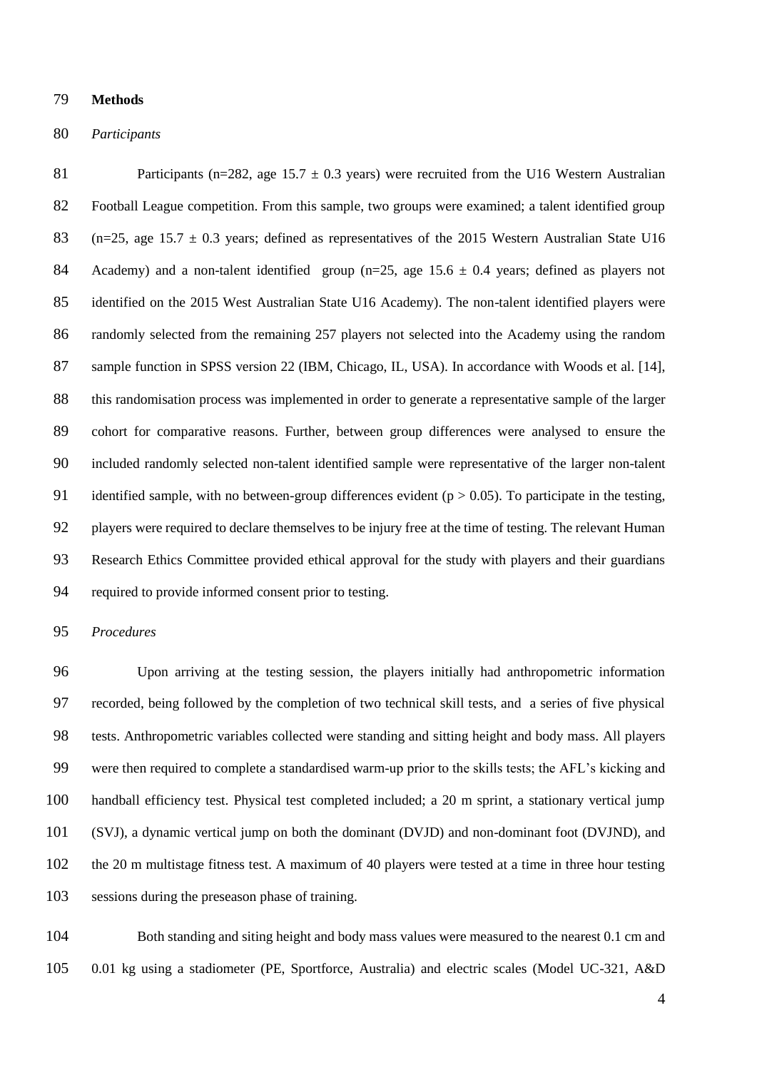## Methods

### *Participants*

Participants (n=282, age 15.7 ± 0.3 years) were recruited from the U16 Western Australian Football League competition. From this sample, two groups were examined; a talent identified group (n=25, age 15.7 ± 0.3 years; defined as representatives of the 2015 Western Australian State U16 Academy) and a non-talent identified group (n=25, age 15.6 ± 0.4 years; defined as players not identified on the 2015 West Australian State U16 Academy). The non-talent identified players were randomly selected from the remaining 257 players not selected into the Academy using the random sample function in SPSS version 22 (IBM, Chicago, IL, USA). In accordance with Woods et al. [14], this randomisation process was implemented in order to generate a representative sample of the larger cohort for comparative reasons. Further, between group differences were analysed to ensure the included randomly selected non-talent identified sample were representative of the larger non-talent identified sample, with no between-group differences evident ($p > 0.05$). To participate in the testing, players were required to declare themselves to be injury free at the time of testing. The relevant Human Research Ethics Committee provided ethical approval for the study with players and their guardians required to provide informed consent prior to testing.

### *Procedures*

Upon arriving at the testing session, the players initially had anthropometric information recorded, being followed by the completion of two technical skill tests, and a series of five physical tests. Anthropometric variables collected were standing and sitting height and body mass. All players were then required to complete a standardised warm-up prior to the skills tests; the AFL's kicking and handball efficiency test. Physical test completed included; a 20 m sprint, a stationary vertical jump (SVJ), a dynamic vertical jump on both the dominant (DVJD) and non-dominant foot (DVJND), and the 20 m multistage fitness test. A maximum of 40 players were tested at a time in three hour testing sessions during the preseason phase of training.

Both standing and siting height and body mass values were measured to the nearest 0.1 cm and 0.01 kg using a stadiometer (PE, Sportforce, Australia) and electric scales (Model UC-321, A&D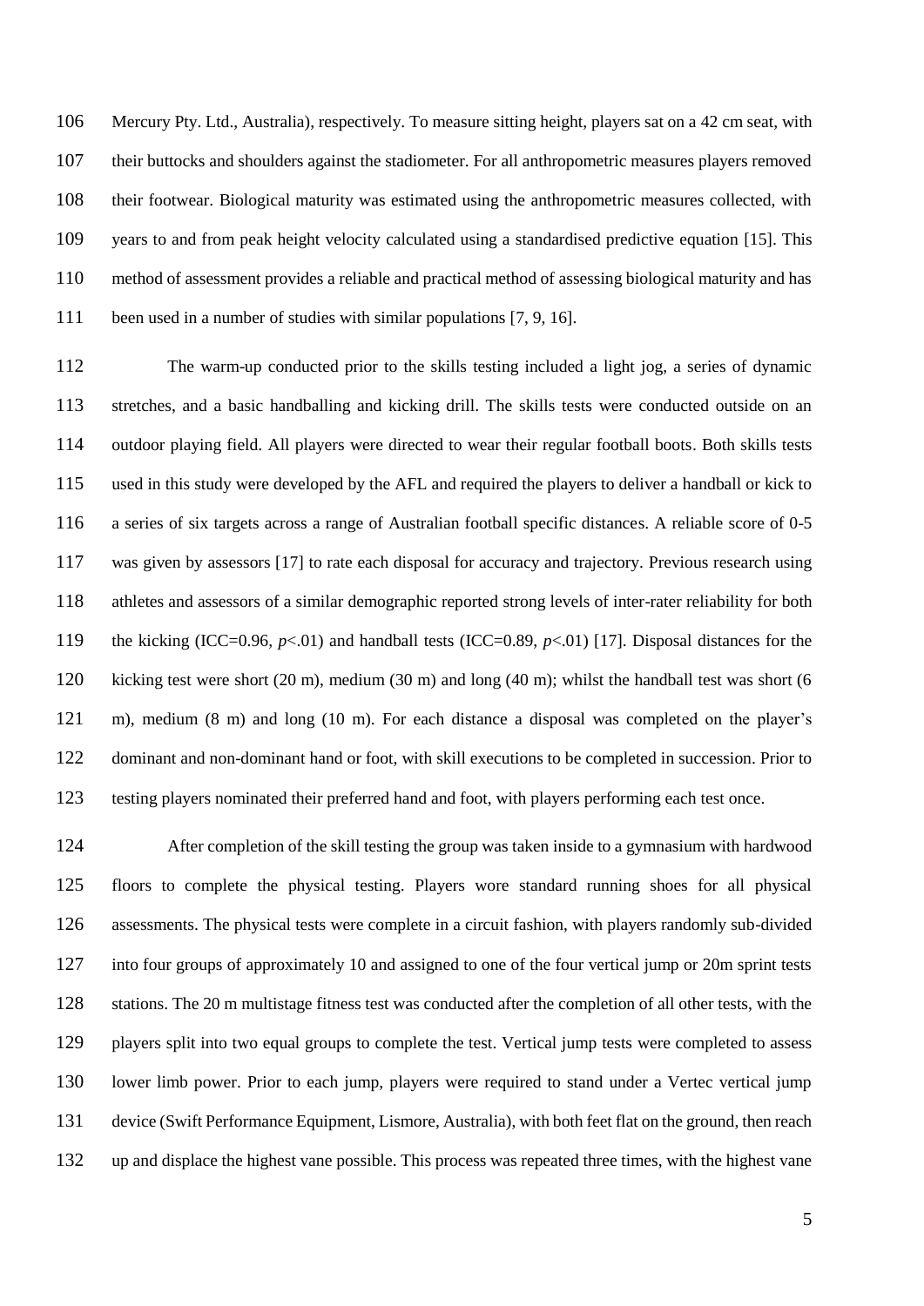Mercury Pty. Ltd., Australia), respectively. To measure sitting height, players sat on a 42 cm seat, with their buttocks and shoulders against the stadiometer. For all anthropometric measures players removed their footwear. Biological maturity was estimated using the anthropometric measures collected, with years to and from peak height velocity calculated using a standardised predictive equation [15]. This method of assessment provides a reliable and practical method of assessing biological maturity and has been used in a number of studies with similar populations [7, 9, 16].

The warm-up conducted prior to the skills testing included a light jog, a series of dynamic stretches, and a basic handballing and kicking drill. The skills tests were conducted outside on an outdoor playing field. All players were directed to wear their regular football boots. Both skills tests used in this study were developed by the AFL and required the players to deliver a handball or kick to a series of six targets across a range of Australian football specific distances. A reliable score of 0-5 was given by assessors [17] to rate each disposal for accuracy and trajectory. Previous research using athletes and assessors of a similar demographic reported strong levels of inter-rater reliability for both the kicking (ICC=0.96, $p<.01$) and handball tests (ICC=0.89, $p<.01$) [17]. Disposal distances for the kicking test were short (20 m), medium (30 m) and long (40 m); whilst the handball test was short (6 m), medium (8 m) and long (10 m). For each distance a disposal was completed on the player's dominant and non-dominant hand or foot, with skill executions to be completed in succession. Prior to testing players nominated their preferred hand and foot, with players performing each test once.

After completion of the skill testing the group was taken inside to a gymnasium with hardwood floors to complete the physical testing. Players wore standard running shoes for all physical assessments. The physical tests were complete in a circuit fashion, with players randomly sub-divided into four groups of approximately 10 and assigned to one of the four vertical jump or 20m sprint tests stations. The 20 m multistage fitness test was conducted after the completion of all other tests, with the players split into two equal groups to complete the test. Vertical jump tests were completed to assess lower limb power. Prior to each jump, players were required to stand under a Vertec vertical jump device (Swift Performance Equipment, Lismore, Australia), with both feet flat on the ground, then reach up and displace the highest vane possible. This process was repeated three times, with the highest vane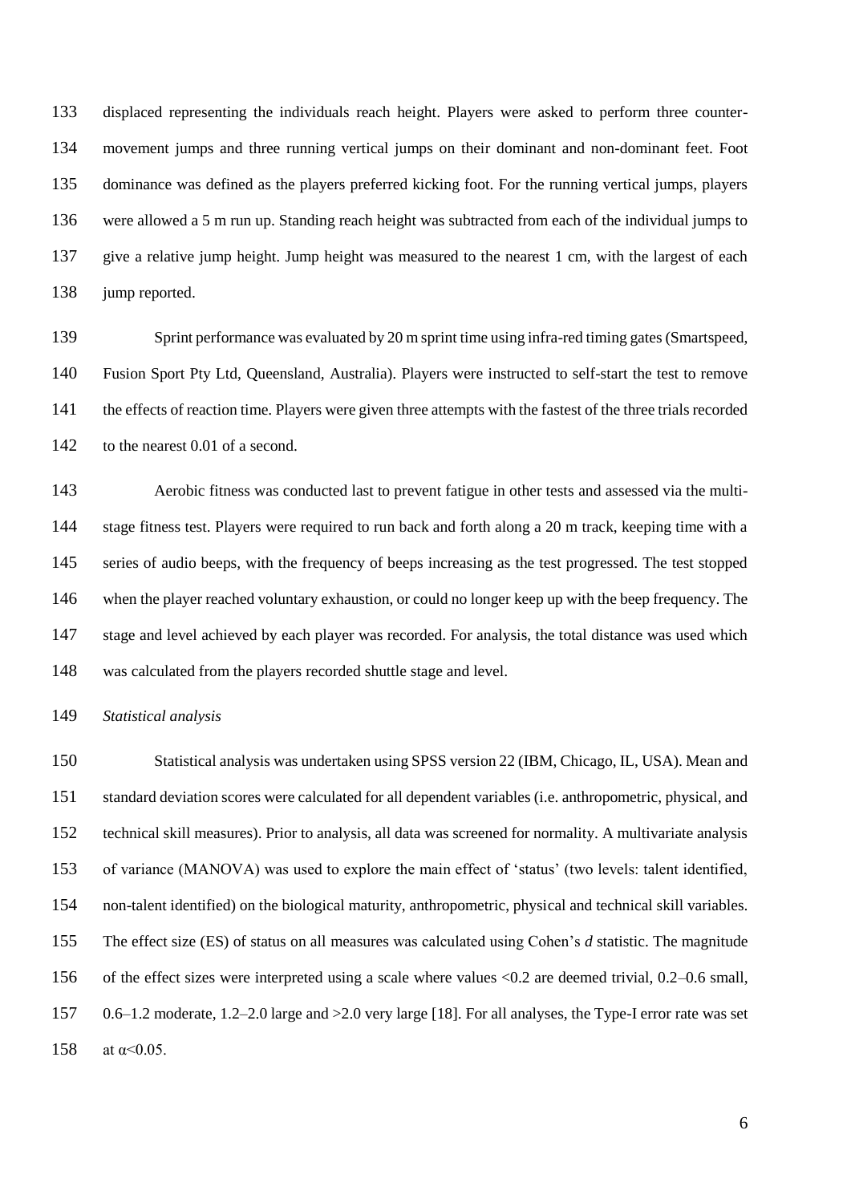displaced representing the individuals reach height. Players were asked to perform three counter-movement jumps and three running vertical jumps on their dominant and non-dominant feet. Foot dominance was defined as the players preferred kicking foot. For the running vertical jumps, players were allowed a 5 m run up. Standing reach height was subtracted from each of the individual jumps to give a relative jump height. Jump height was measured to the nearest 1 cm, with the largest of each jump reported.

Sprint performance was evaluated by 20 m sprint time using infra-red timing gates (Smartspeed, Fusion Sport Pty Ltd, Queensland, Australia). Players were instructed to self-start the test to remove the effects of reaction time. Players were given three attempts with the fastest of the three trials recorded to the nearest 0.01 of a second.

Aerobic fitness was conducted last to prevent fatigue in other tests and assessed via the multi-stage fitness test. Players were required to run back and forth along a 20 m track, keeping time with a series of audio beeps, with the frequency of beeps increasing as the test progressed. The test stopped when the player reached voluntary exhaustion, or could no longer keep up with the beep frequency. The stage and level achieved by each player was recorded. For analysis, the total distance was used which was calculated from the players recorded shuttle stage and level.

*Statistical analysis*

Statistical analysis was undertaken using SPSS version 22 (IBM, Chicago, IL, USA). Mean and standard deviation scores were calculated for all dependent variables (i.e. anthropometric, physical, and technical skill measures). Prior to analysis, all data was screened for normality. A multivariate analysis of variance (MANOVA) was used to explore the main effect of 'status' (two levels: talent identified, non-talent identified) on the biological maturity, anthropometric, physical and technical skill variables. The effect size (ES) of status on all measures was calculated using Cohen's *d* statistic. The magnitude of the effect sizes were interpreted using a scale where values <0.2 are deemed trivial, 0.2–0.6 small, 0.6–1.2 moderate, 1.2–2.0 large and >2.0 very large [18]. For all analyses, the Type-I error rate was set at $\alpha<0.05$.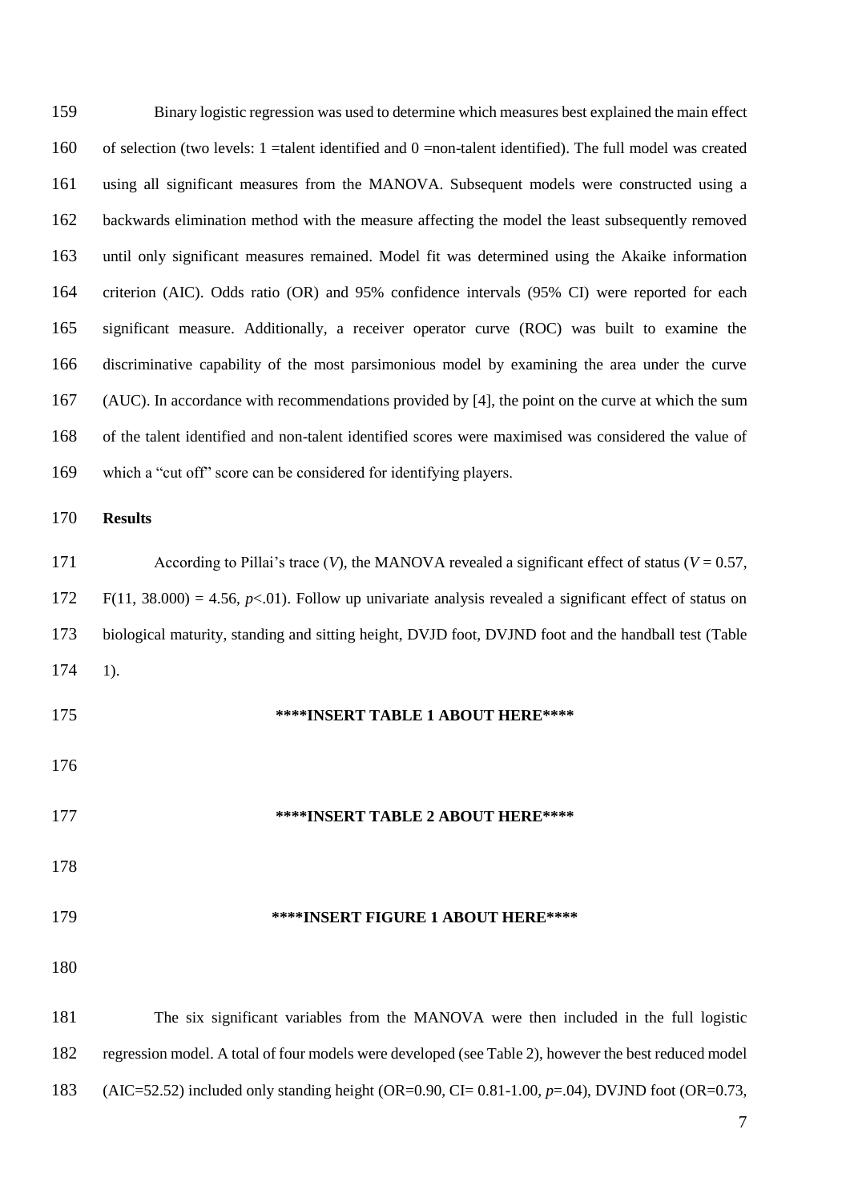Binary logistic regression was used to determine which measures best explained the main effect of selection (two levels: 1 =talent identified and 0 =non-talent identified). The full model was created using all significant measures from the MANOVA. Subsequent models were constructed using a backwards elimination method with the measure affecting the model the least subsequently removed until only significant measures remained. Model fit was determined using the Akaike information criterion (AIC). Odds ratio (OR) and 95% confidence intervals (95% CI) were reported for each significant measure. Additionally, a receiver operator curve (ROC) was built to examine the discriminative capability of the most parsimonious model by examining the area under the curve (AUC). In accordance with recommendations provided by [4], the point on the curve at which the sum of the talent identified and non-talent identified scores were maximised was considered the value of which a "cut off" score can be considered for identifying players.

**Results**

According to Pillai's trace ($V$), the MANOVA revealed a significant effect of status ($V = 0.57$, $F(11, 38.000) = 4.56$, $p<.01$). Follow up univariate analysis revealed a significant effect of status on biological maturity, standing and sitting height, DVJD foot, DVJND foot and the handball test (Table 1).

**\*\*\*\*INSERT TABLE 1 ABOUT HERE\*\*\*\***

**\*\*\*\*INSERT TABLE 2 ABOUT HERE\*\*\*\***

**\*\*\*\*INSERT FIGURE 1 ABOUT HERE\*\*\*\***

The six significant variables from the MANOVA were then included in the full logistic regression model. A total of four models were developed (see Table 2), however the best reduced model (AIC=52.52) included only standing height (OR=0.90, CI= 0.81-1.00, $p$=.04), DVJND foot (OR=0.73,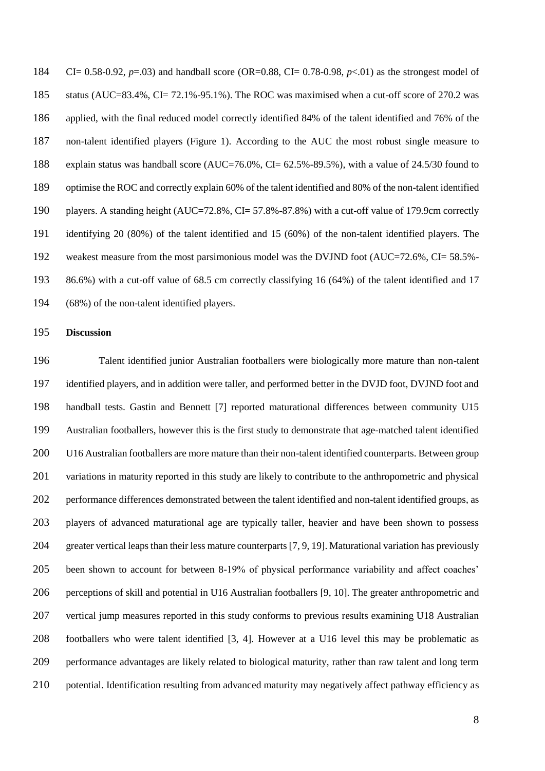CI= 0.58-0.92, $p$=.03) and handball score (OR=0.88, CI= 0.78-0.98, $p$<.01) as the strongest model of status (AUC=83.4%, CI= 72.1%-95.1%). The ROC was maximised when a cut-off score of 270.2 was applied, with the final reduced model correctly identified 84% of the talent identified and 76% of the non-talent identified players (Figure 1). According to the AUC the most robust single measure to explain status was handball score (AUC=76.0%, CI= 62.5%-89.5%), with a value of 24.5/30 found to optimise the ROC and correctly explain 60% of the talent identified and 80% of the non-talent identified players. A standing height (AUC=72.8%, CI= 57.8%-87.8%) with a cut-off value of 179.9cm correctly identifying 20 (80%) of the talent identified and 15 (60%) of the non-talent identified players. The weakest measure from the most parsimonious model was the DVJND foot (AUC=72.6%, CI= 58.5%-86.6%) with a cut-off value of 68.5 cm correctly classifying 16 (64%) of the talent identified and 17 (68%) of the non-talent identified players.

## Discussion

Talent identified junior Australian footballers were biologically more mature than non-talent identified players, and in addition were taller, and performed better in the DVJD foot, DVJND foot and handball tests. Gastin and Bennett [7] reported maturational differences between community U15 Australian footballers, however this is the first study to demonstrate that age-matched talent identified U16 Australian footballers are more mature than their non-talent identified counterparts. Between group variations in maturity reported in this study are likely to contribute to the anthropometric and physical performance differences demonstrated between the talent identified and non-talent identified groups, as players of advanced maturational age are typically taller, heavier and have been shown to possess greater vertical leaps than their less mature counterparts [7, 9, 19]. Maturational variation has previously been shown to account for between 8-19% of physical performance variability and affect coaches' perceptions of skill and potential in U16 Australian footballers [9, 10]. The greater anthropometric and vertical jump measures reported in this study conforms to previous results examining U18 Australian footballers who were talent identified [3, 4]. However at a U16 level this may be problematic as performance advantages are likely related to biological maturity, rather than raw talent and long term potential. Identification resulting from advanced maturity may negatively affect pathway efficiency as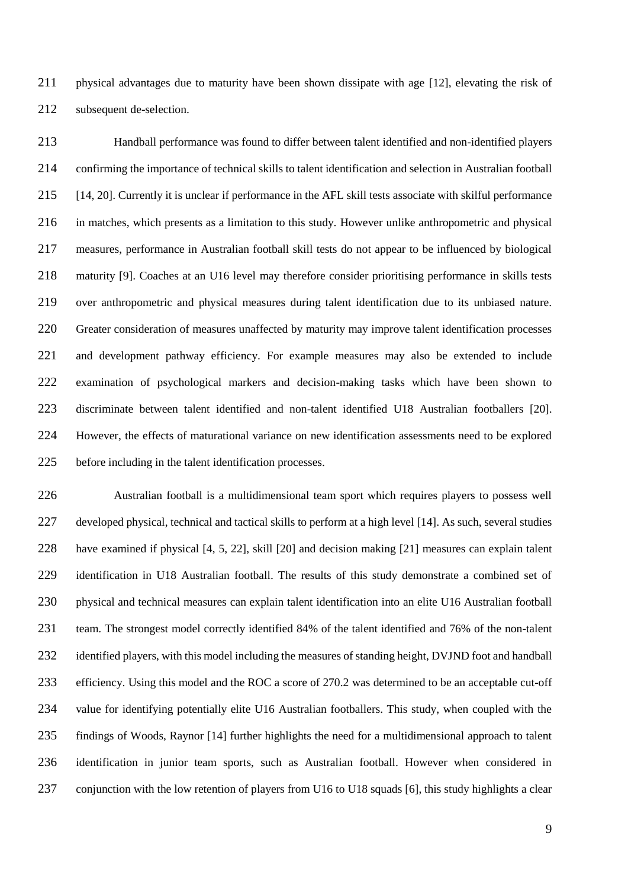physical advantages due to maturity have been shown dissipate with age [12], elevating the risk of subsequent de-selection.

Handball performance was found to differ between talent identified and non-identified players confirming the importance of technical skills to talent identification and selection in Australian football [14, 20]. Currently it is unclear if performance in the AFL skill tests associate with skilful performance in matches, which presents as a limitation to this study. However unlike anthropometric and physical measures, performance in Australian football skill tests do not appear to be influenced by biological maturity [9]. Coaches at an U16 level may therefore consider prioritising performance in skills tests over anthropometric and physical measures during talent identification due to its unbiased nature. Greater consideration of measures unaffected by maturity may improve talent identification processes and development pathway efficiency. For example measures may also be extended to include examination of psychological markers and decision-making tasks which have been shown to discriminate between talent identified and non-talent identified U18 Australian footballers [20]. However, the effects of maturational variance on new identification assessments need to be explored before including in the talent identification processes.

Australian football is a multidimensional team sport which requires players to possess well developed physical, technical and tactical skills to perform at a high level [14]. As such, several studies have examined if physical [4, 5, 22], skill [20] and decision making [21] measures can explain talent identification in U18 Australian football. The results of this study demonstrate a combined set of physical and technical measures can explain talent identification into an elite U16 Australian football team. The strongest model correctly identified 84% of the talent identified and 76% of the non-talent identified players, with this model including the measures of standing height, DVJND foot and handball efficiency. Using this model and the ROC a score of 270.2 was determined to be an acceptable cut-off value for identifying potentially elite U16 Australian footballers. This study, when coupled with the findings of Woods, Raynor [14] further highlights the need for a multidimensional approach to talent identification in junior team sports, such as Australian football. However when considered in conjunction with the low retention of players from U16 to U18 squads [6], this study highlights a clear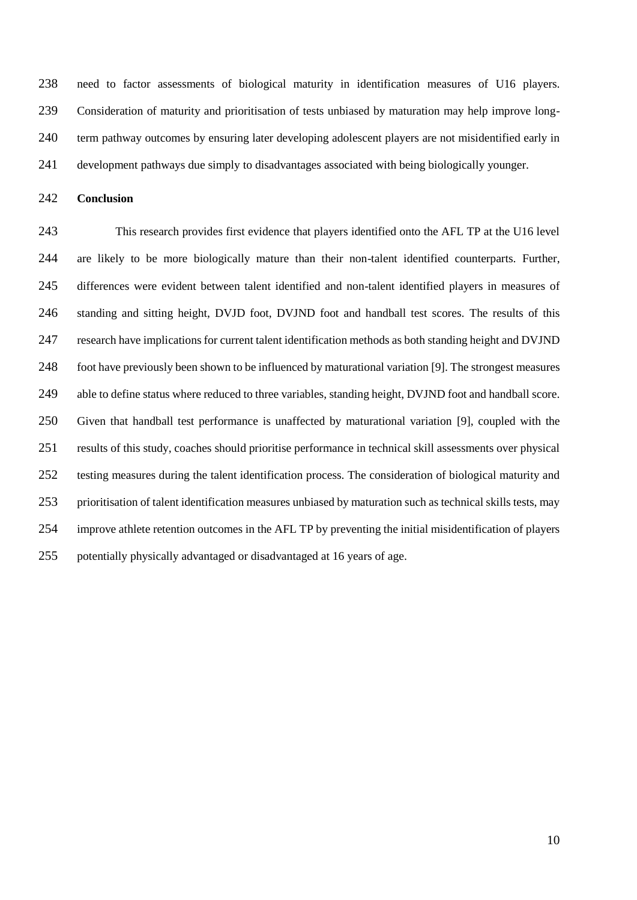need to factor assessments of biological maturity in identification measures of U16 players. Consideration of maturity and prioritisation of tests unbiased by maturation may help improve long-term pathway outcomes by ensuring later developing adolescent players are not misidentified early in development pathways due simply to disadvantages associated with being biologically younger.

**Conclusion**

This research provides first evidence that players identified onto the AFL TP at the U16 level are likely to be more biologically mature than their non-talent identified counterparts. Further, differences were evident between talent identified and non-talent identified players in measures of standing and sitting height, DVJD foot, DVJND foot and handball test scores. The results of this research have implications for current talent identification methods as both standing height and DVJND foot have previously been shown to be influenced by maturational variation [9]. The strongest measures able to define status where reduced to three variables, standing height, DVJND foot and handball score. Given that handball test performance is unaffected by maturational variation [9], coupled with the results of this study, coaches should prioritise performance in technical skill assessments over physical testing measures during the talent identification process. The consideration of biological maturity and prioritisation of talent identification measures unbiased by maturation such as technical skills tests, may improve athlete retention outcomes in the AFL TP by preventing the initial misidentification of players potentially physically advantaged or disadvantaged at 16 years of age.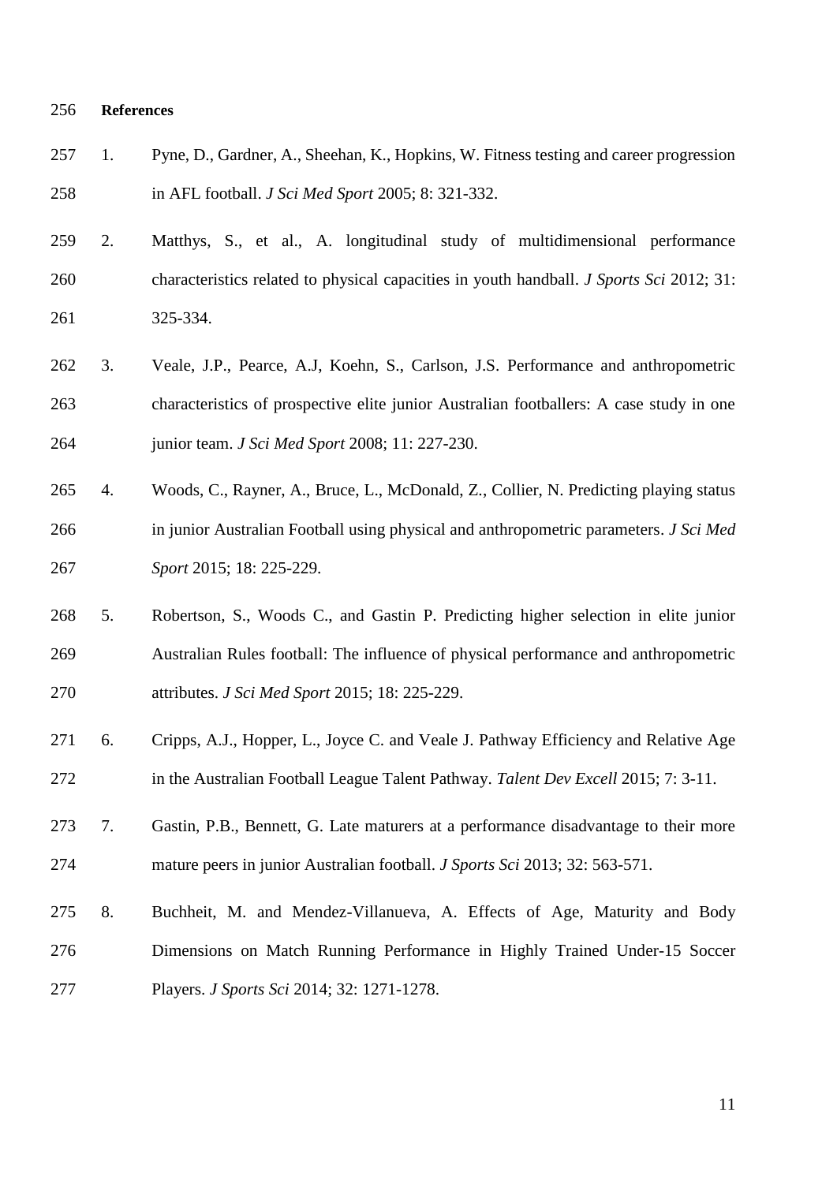## References

1. Pyne, D., Gardner, A., Sheehan, K., Hopkins, W. Fitness testing and career progression in AFL football. *J Sci Med Sport* 2005; 8: 321-332.
2. Matthys, S., et al., A. longitudinal study of multidimensional performance characteristics related to physical capacities in youth handball. *J Sports Sci* 2012; 31: 325-334.
3. Veale, J.P., Pearce, A.J, Koehn, S., Carlson, J.S. Performance and anthropometric characteristics of prospective elite junior Australian footballers: A case study in one junior team. *J Sci Med Sport* 2008; 11: 227-230.
4. Woods, C., Rayner, A., Bruce, L., McDonald, Z., Collier, N. Predicting playing status in junior Australian Football using physical and anthropometric parameters. *J Sci Med Sport* 2015; 18: 225-229.
5. Robertson, S., Woods C., and Gastin P. Predicting higher selection in elite junior Australian Rules football: The influence of physical performance and anthropometric attributes. *J Sci Med Sport* 2015; 18: 225-229.
6. Cripps, A.J., Hopper, L., Joyce C. and Veale J. Pathway Efficiency and Relative Age in the Australian Football League Talent Pathway. *Talent Dev Excell* 2015; 7: 3-11.
7. Gastin, P.B., Bennett, G. Late maturers at a performance disadvantage to their more mature peers in junior Australian football. *J Sports Sci* 2013; 32: 563-571.
8. Buchheit, M. and Mendez-Villanueva, A. Effects of Age, Maturity and Body Dimensions on Match Running Performance in Highly Trained Under-15 Soccer Players. *J Sports Sci* 2014; 32: 1271-1278.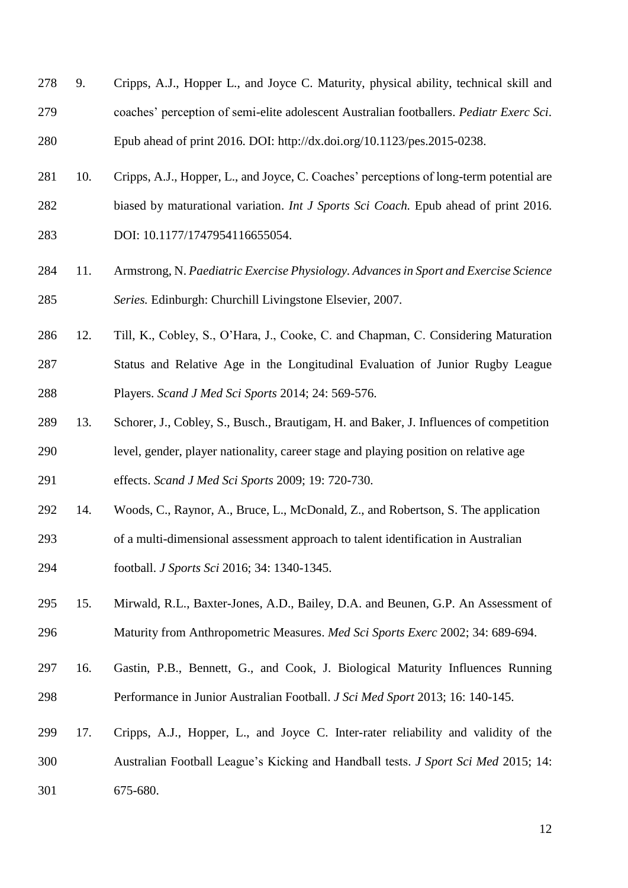9. Cripps, A.J., Hopper L., and Joyce C. Maturity, physical ability, technical skill and coaches' perception of semi-elite adolescent Australian footballers. *Pediatr Exerc Sci*. Epub ahead of print 2016. DOI: http://dx.doi.org/10.1123/pes.2015-0238.
10. Cripps, A.J., Hopper, L., and Joyce, C. Coaches' perceptions of long-term potential are biased by maturational variation. *Int J Sports Sci Coach.* Epub ahead of print 2016. DOI: 10.1177/1747954116655054.
11. Armstrong, N. *Paediatric Exercise Physiology. Advances in Sport and Exercise Science Series.* Edinburgh: Churchill Livingstone Elsevier, 2007.
12. Till, K., Cobley, S., O'Hara, J., Cooke, C. and Chapman, C. Considering Maturation Status and Relative Age in the Longitudinal Evaluation of Junior Rugby League Players. *Scand J Med Sci Sports* 2014; 24: 569-576.
13. Schorer, J., Cobley, S., Busch., Brautigam, H. and Baker, J. Influences of competition level, gender, player nationality, career stage and playing position on relative age effects. *Scand J Med Sci Sports* 2009; 19: 720-730.
14. Woods, C., Raynor, A., Bruce, L., McDonald, Z., and Robertson, S. The application of a multi-dimensional assessment approach to talent identification in Australian football. *J Sports Sci* 2016; 34: 1340-1345.
15. Mirwald, R.L., Baxter-Jones, A.D., Bailey, D.A. and Beunen, G.P. An Assessment of Maturity from Anthropometric Measures. *Med Sci Sports Exerc* 2002; 34: 689-694.
16. Gastin, P.B., Bennett, G., and Cook, J. Biological Maturity Influences Running Performance in Junior Australian Football. *J Sci Med Sport* 2013; 16: 140-145.
17. Cripps, A.J., Hopper, L., and Joyce C. Inter-rater reliability and validity of the Australian Football League's Kicking and Handball tests. *J Sport Sci Med* 2015; 14: 675-680.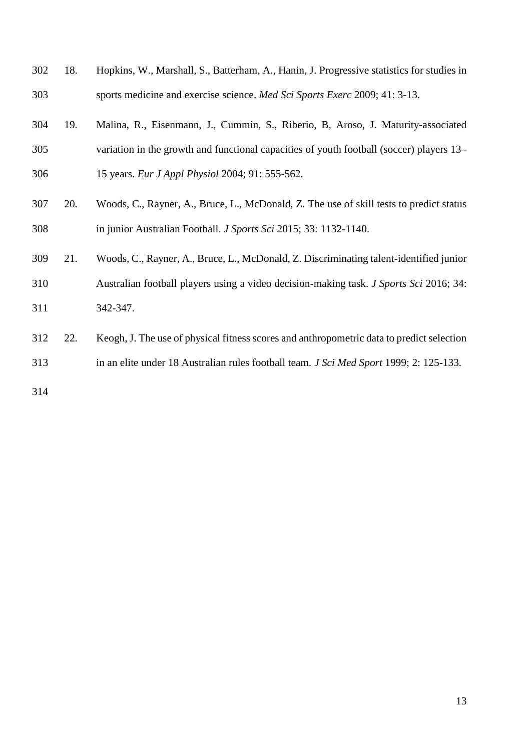18. Hopkins, W., Marshall, S., Batterham, A., Hanin, J. Progressive statistics for studies in sports medicine and exercise science. *Med Sci Sports Exerc* 2009; 41: 3-13.

19. Malina, R., Eisenmann, J., Cummin, S., Riberio, B, Aroso, J. Maturity-associated variation in the growth and functional capacities of youth football (soccer) players 13–15 years. *Eur J Appl Physiol* 2004; 91: 555-562.

20. Woods, C., Rayner, A., Bruce, L., McDonald, Z. The use of skill tests to predict status in junior Australian Football. *J Sports Sci* 2015; 33: 1132-1140.

21. Woods, C., Rayner, A., Bruce, L., McDonald, Z. Discriminating talent-identified junior Australian football players using a video decision-making task. *J Sports Sci* 2016; 34: 342-347.

22. Keogh, J. The use of physical fitness scores and anthropometric data to predict selection in an elite under 18 Australian rules football team. *J Sci Med Sport* 1999; 2: 125-133.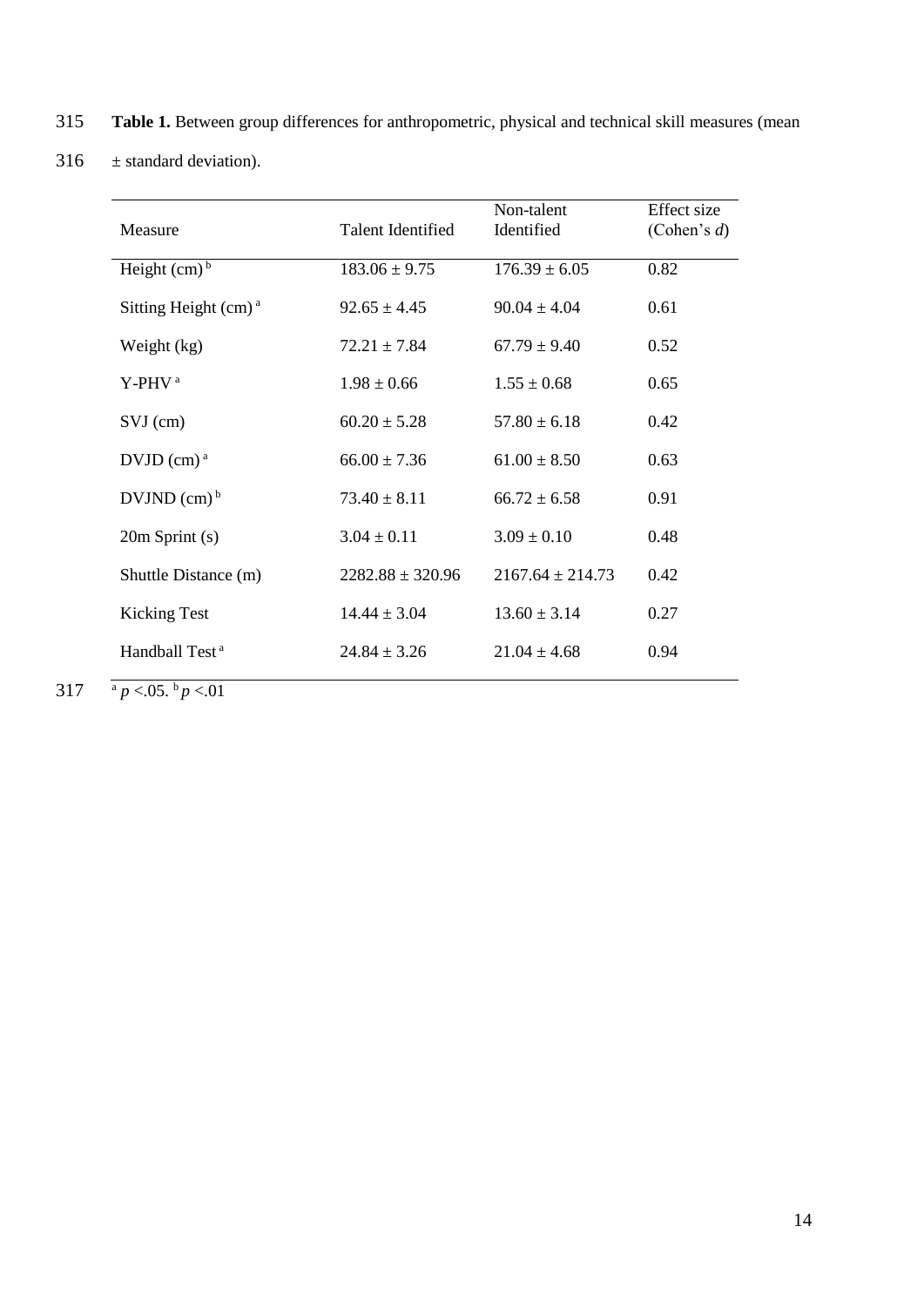**Table 1.** Between group differences for anthropometric, physical and technical skill measures (mean ± standard deviation).

| Measure | Talent Identified | Non-talent Identified | Effect size (Cohen's *d*) |
|---|---|---|---|
| Height (cm) [b] | 183.06 ± 9.75 | 176.39 ± 6.05 | 0.82 |
| Sitting Height (cm) [a] | 92.65 ± 4.45 | 90.04 ± 4.04 | 0.61 |
| Weight (kg) | 72.21 ± 7.84 | 67.79 ± 9.40 | 0.52 |
| Y-PHV [a] | 1.98 ± 0.66 | 1.55 ± 0.68 | 0.65 |
| SVJ (cm) | 60.20 ± 5.28 | 57.80 ± 6.18 | 0.42 |
| DVJD (cm) [a] | 66.00 ± 7.36 | 61.00 ± 8.50 | 0.63 |
| DVJND (cm) [b] | 73.40 ± 8.11 | 66.72 ± 6.58 | 0.91 |
| 20m Sprint (s) | 3.04 ± 0.11 | 3.09 ± 0.10 | 0.48 |
| Shuttle Distance (m) | 2282.88 ± 320.96 | 2167.64 ± 214.73 | 0.42 |
| Kicking Test | 14.44 ± 3.04 | 13.60 ± 3.14 | 0.27 |
| Handball Test [a] | 24.84 ± 3.26 | 21.04 ± 4.68 | 0.94 |

[a] $p < .05$. [b] $p < .01$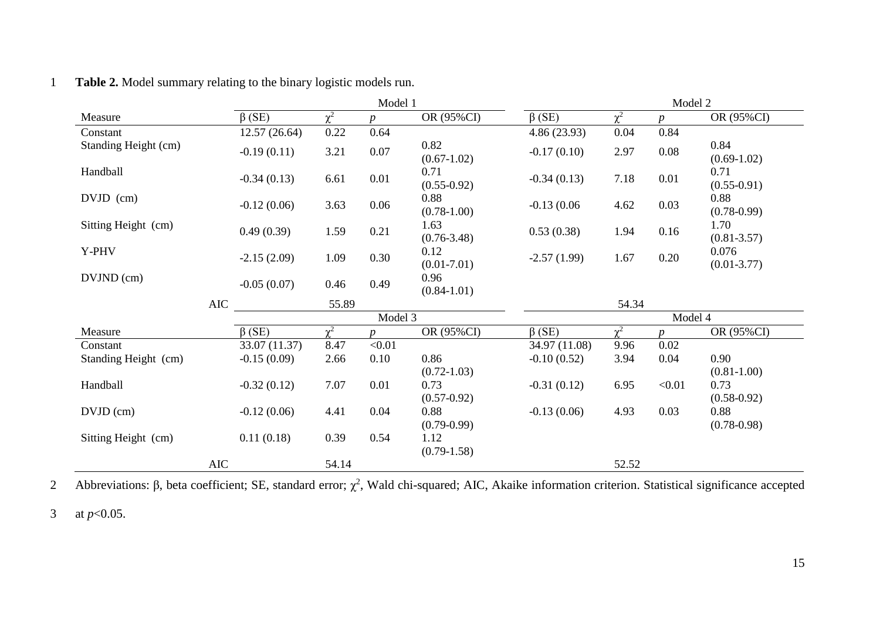**Table 2.** Model summary relating to the binary logistic models run.

| | Model 1 | | | | Model 2 | | | |
|---|---|---|---|---|---|---|---|---|
| Measure | β (SE) | $\chi^2$ | *p* | OR (95%CI) | β (SE) | $\chi^2$ | *p* | OR (95%CI) |
| Constant | 12.57 (26.64) | 0.22 | 0.64 | | 4.86 (23.93) | 0.04 | 0.84 | |
| Standing Height (cm) | -0.19 (0.11) | 3.21 | 0.07 | 0.82 (0.67-1.02) | -0.17 (0.10) | 2.97 | 0.08 | 0.84 (0.69-1.02) |
| Handball | -0.34 (0.13) | 6.61 | 0.01 | 0.71 (0.55-0.92) | -0.34 (0.13) | 7.18 | 0.01 | 0.71 (0.55-0.91) |
| DVJD (cm) | -0.12 (0.06) | 3.63 | 0.06 | 0.88 (0.78-1.00) | -0.13 (0.06 | 4.62 | 0.03 | 0.88 (0.78-0.99) |
| Sitting Height (cm) | 0.49 (0.39) | 1.59 | 0.21 | 1.63 (0.76-3.48) | 0.53 (0.38) | 1.94 | 0.16 | 1.70 (0.81-3.57) |
| Y-PHV | -2.15 (2.09) | 1.09 | 0.30 | 0.12 (0.01-7.01) | -2.57 (1.99) | 1.67 | 0.20 | 0.076 (0.01-3.77) |
| DVJND (cm) | -0.05 (0.07) | 0.46 | 0.49 | 0.96 (0.84-1.01) | | | | |
| AIC | | 55.89 | | | | 54.34 | | |
| | Model 3 | | | | Model 4 | | | |
| Measure | β (SE) | $\chi^2$ | *p* | OR (95%CI) | β (SE) | $\chi^2$ | *p* | OR (95%CI) |
| Constant | 33.07 (11.37) | 8.47 | <0.01 | | 34.97 (11.08) | 9.96 | 0.02 | |
| Standing Height (cm) | -0.15 (0.09) | 2.66 | 0.10 | 0.86 (0.72-1.03) | -0.10 (0.52) | 3.94 | 0.04 | 0.90 (0.81-1.00) |
| Handball | -0.32 (0.12) | 7.07 | 0.01 | 0.73 (0.57-0.92) | -0.31 (0.12) | 6.95 | <0.01 | 0.73 (0.58-0.92) |
| DVJD (cm) | -0.12 (0.06) | 4.41 | 0.04 | 0.88 (0.79-0.99) | -0.13 (0.06) | 4.93 | 0.03 | 0.88 (0.78-0.98) |
| Sitting Height (cm) | 0.11 (0.18) | 0.39 | 0.54 | 1.12 (0.79-1.58) | | | | |
| AIC | | 54.14 | | | | 52.52 | | |

Abbreviations: β, beta coefficient; SE, standard error; $\chi^2$, Wald chi-squared; AIC, Akaike information criterion. Statistical significance accepted at $p<0.05$.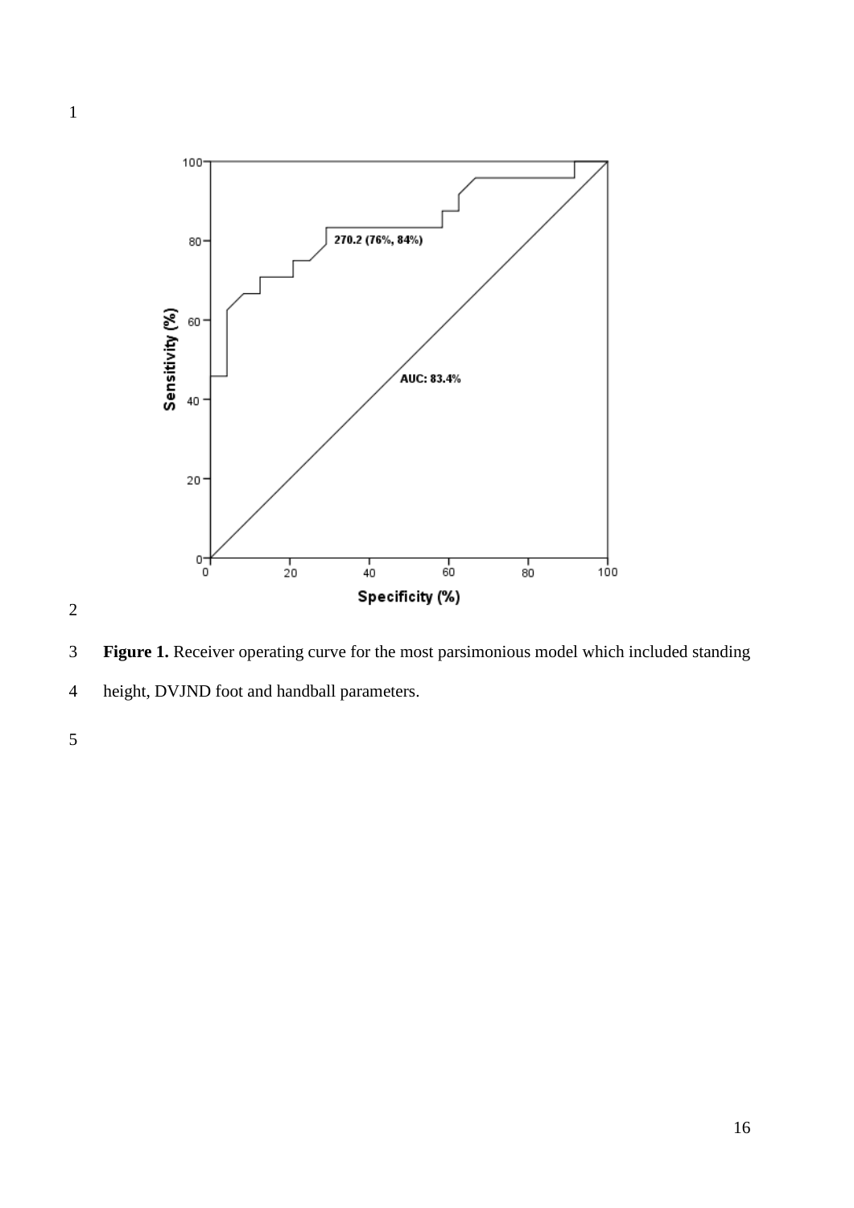100
80
60
40
20
0
0
20
40
60
80
100

Sensitivity (%)

Specificity (%)

270.2 (76%, 84%)

AUC: 83.4%

**Figure 1.** Receiver operating curve for the most parsimonious model which included standing height, DVJND foot and handball parameters.